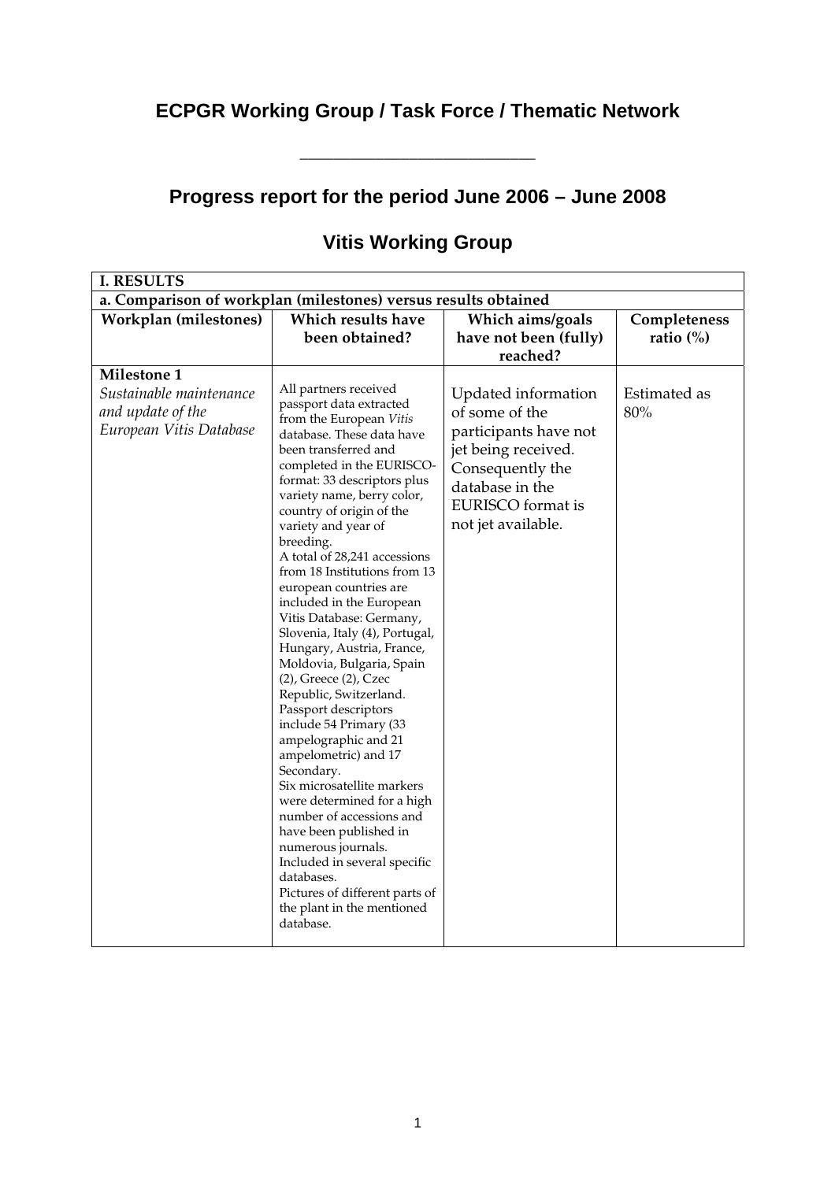# ECPGR Working Group / Task Force / Thematic Network

\_\_\_\_\_\_\_\_\_\_\_\_\_\_\_\_\_\_\_\_\_\_\_\_\_\_\_\_\_\_

## Progress report for the period June 2006 – June 2008

## Vitis Working Group

| **I. RESULTS** | | | |
|---|---|---|---|
| **a. Comparison of workplan (milestones) versus results obtained** | | | |
| **Workplan (milestones)** | **Which results have been obtained?** | **Which aims/goals have not been (fully) reached?** | **Completeness ratio (%)** |
| **Milestone 1**<br>*Sustainable maintenance and update of the European Vitis Database* | All partners received passport data extracted from the European *Vitis* database. These data have been transferred and completed in the EURISCO-format: 33 descriptors plus variety name, berry color, country of origin of the variety and year of breeding.<br>A total of 28,241 accessions from 18 Institutions from 13 european countries are included in the European Vitis Database: Germany, Slovenia, Italy (4), Portugal, Hungary, Austria, France, Moldovia, Bulgaria, Spain (2), Greece (2), Czec Republic, Switzerland.<br>Passport descriptors include 54 Primary (33 ampelographic and 21 ampelometric) and 17 Secondary.<br>Six microsatellite markers were determined for a high number of accessions and have been published in numerous journals.<br>Included in several specific databases.<br>Pictures of different parts of the plant in the mentioned database. | Updated information of some of the participants have not jet being received. Consequently the database in the EURISCO format is not jet available. | Estimated as 80% |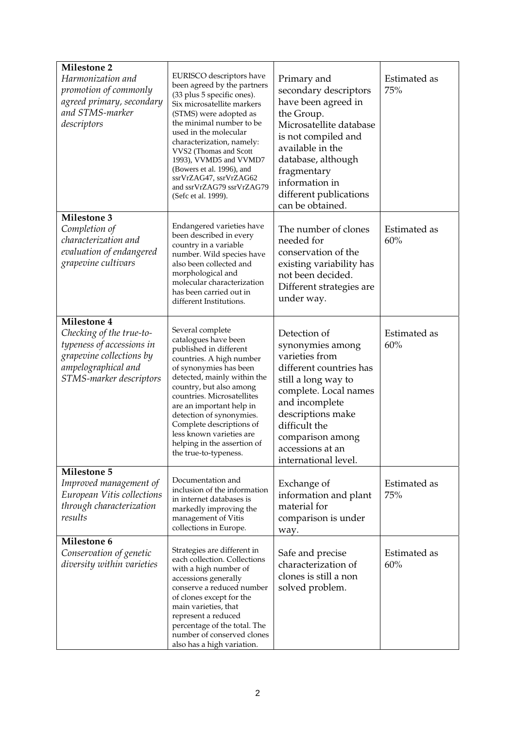| | | | |
|---|---|---|---|
| **Milestone 2** *Harmonization and promotion of commonly agreed primary, secondary and STMS-marker descriptors* | EURISCO descriptors have been agreed by the partners (33 plus 5 specific ones). Six microsatellite markers (STMS) were adopted as the minimal number to be used in the molecular characterization, namely: VVS2 (Thomas and Scott 1993), VVMD5 and VVMD7 (Bowers et al. 1996), and ssrVrZAG47, ssrVrZAG62 and ssrVrZAG79 ssrVrZAG79 (Sefc et al. 1999). | Primary and secondary descriptors have been agreed in the Group. Microsatellite database is not compiled and available in the database, although fragmentary information in different publications can be obtained. | Estimated as 75% |
| **Milestone 3** *Completion of characterization and evaluation of endangered grapevine cultivars* | Endangered varieties have been described in every country in a variable number. Wild species have also been collected and morphological and molecular characterization has been carried out in different Institutions. | The number of clones needed for conservation of the existing variability has not been decided. Different strategies are under way. | Estimated as 60% |
| **Milestone 4** *Checking of the true-to-typeness of accessions in grapevine collections by ampelographical and STMS-marker descriptors* | Several complete catalogues have been published in different countries. A high number of synonymies has been detected, mainly within the country, but also among countries. Microsatellites are an important help in detection of synonymies. Complete descriptions of less known varieties are helping in the assertion of the true-to-typeness. | Detection of synonymies among varieties from different countries has still a long way to complete. Local names and incomplete descriptions make difficult the comparison among accessions at an international level. | Estimated as 60% |
| **Milestone 5** *Improved management of European Vitis collections through characterization results* | Documentation and inclusion of the information in internet databases is markedly improving the management of Vitis collections in Europe. | Exchange of information and plant material for comparison is under way. | Estimated as 75% |
| **Milestone 6** *Conservation of genetic diversity within varieties* | Strategies are different in each collection. Collections with a high number of accessions generally conserve a reduced number of clones except for the main varieties, that represent a reduced percentage of the total. The number of conserved clones also has a high variation. | Safe and precise characterization of clones is still a non solved problem. | Estimated as 60% |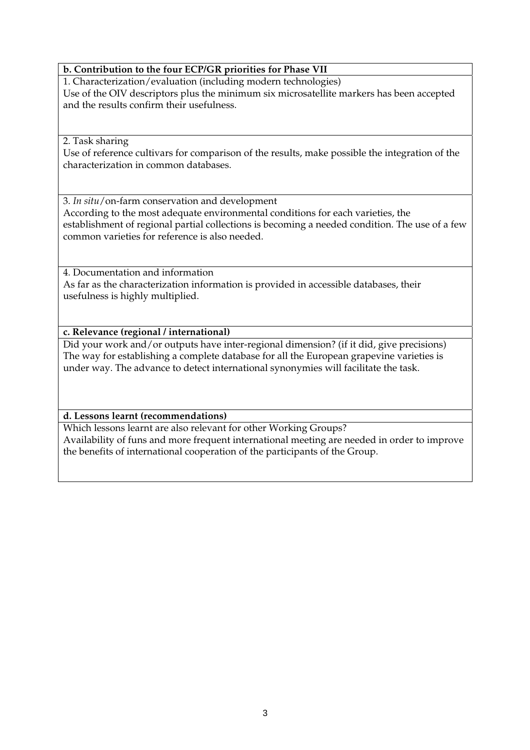**b. Contribution to the four ECP/GR priorities for Phase VII**

1. Characterization/evaluation (including modern technologies)

Use of the OIV descriptors plus the minimum six microsatellite markers has been accepted and the results confirm their usefulness.

2. Task sharing

Use of reference cultivars for comparison of the results, make possible the integration of the characterization in common databases.

3. *In situ*/on-farm conservation and development

According to the most adequate environmental conditions for each varieties, the establishment of regional partial collections is becoming a needed condition. The use of a few common varieties for reference is also needed.

4. Documentation and information

As far as the characterization information is provided in accessible databases, their usefulness is highly multiplied.

**c. Relevance (regional / international)**

Did your work and/or outputs have inter-regional dimension? (if it did, give precisions)

The way for establishing a complete database for all the European grapevine varieties is under way. The advance to detect international synonymies will facilitate the task.

**d. Lessons learnt (recommendations)**

Which lessons learnt are also relevant for other Working Groups?

Availability of funs and more frequent international meeting are needed in order to improve the benefits of international cooperation of the participants of the Group.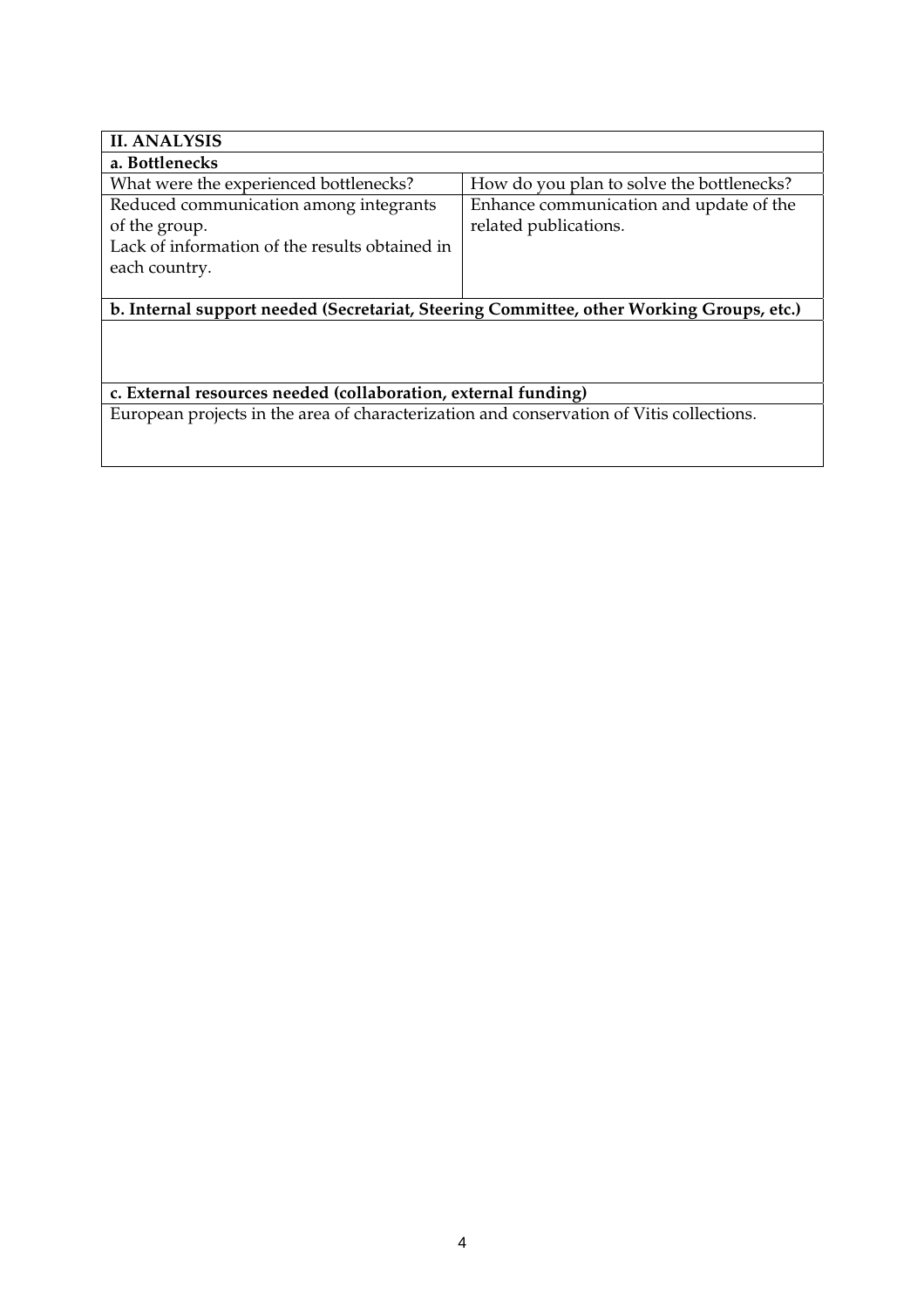## II. ANALYSIS

### a. Bottlenecks

| What were the experienced bottlenecks? | How do you plan to solve the bottlenecks? |
|---|---|
| Reduced communication among integrants of the group.<br>Lack of information of the results obtained in each country. | Enhance communication and update of the related publications. |

### b. Internal support needed (Secretariat, Steering Committee, other Working Groups, etc.)

### c. External resources needed (collaboration, external funding)

European projects in the area of characterization and conservation of Vitis collections.